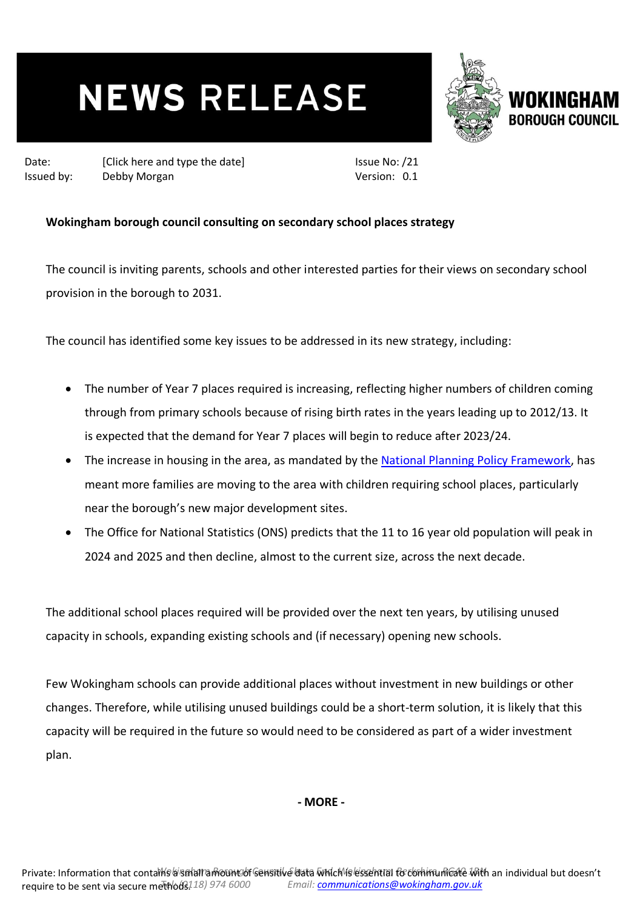# NEWS RELEASE

WOKINGHAM BOROUGH COUNCIL

Date: [Click here and type the date]
Issued by: Debby Morgan

Issue No: /21
Version: 0.1

**Wokingham borough council consulting on secondary school places strategy**

The council is inviting parents, schools and other interested parties for their views on secondary school provision in the borough to 2031.

The council has identified some key issues to be addressed in its new strategy, including:

- The number of Year 7 places required is increasing, reflecting higher numbers of children coming through from primary schools because of rising birth rates in the years leading up to 2012/13. It is expected that the demand for Year 7 places will begin to reduce after 2023/24.
- The increase in housing in the area, as mandated by the [National Planning Policy Framework](), has meant more families are moving to the area with children requiring school places, particularly near the borough's new major development sites.
- The Office for National Statistics (ONS) predicts that the 11 to 16 year old population will peak in 2024 and 2025 and then decline, almost to the current size, across the next decade.

The additional school places required will be provided over the next ten years, by utilising unused capacity in schools, expanding existing schools and (if necessary) opening new schools.

Few Wokingham schools can provide additional places without investment in new buildings or other changes. Therefore, while utilising unused buildings could be a short-term solution, it is likely that this capacity will be required in the future so would need to be considered as part of a wider investment plan.

**- MORE -**

Private: Information that contains a small amount of sensitive data which is essential to communicate with an individual but doesn't require to be sent via secure methods.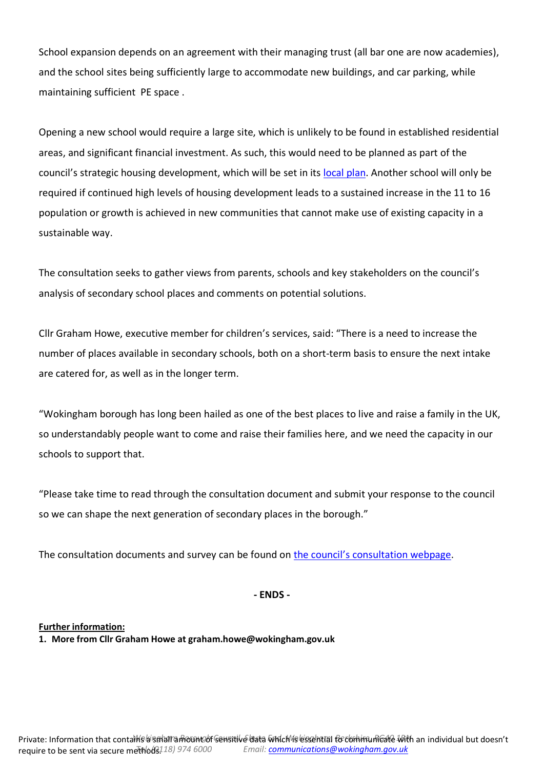School expansion depends on an agreement with their managing trust (all bar one are now academies), and the school sites being sufficiently large to accommodate new buildings, and car parking, while maintaining sufficient PE space .

Opening a new school would require a large site, which is unlikely to be found in established residential areas, and significant financial investment. As such, this would need to be planned as part of the council's strategic housing development, which will be set in its [local plan](). Another school will only be required if continued high levels of housing development leads to a sustained increase in the 11 to 16 population or growth is achieved in new communities that cannot make use of existing capacity in a sustainable way.

The consultation seeks to gather views from parents, schools and key stakeholders on the council's analysis of secondary school places and comments on potential solutions.

Cllr Graham Howe, executive member for children's services, said: "There is a need to increase the number of places available in secondary schools, both on a short-term basis to ensure the next intake are catered for, as well as in the longer term.

"Wokingham borough has long been hailed as one of the best places to live and raise a family in the UK, so understandably people want to come and raise their families here, and we need the capacity in our schools to support that.

"Please take time to read through the consultation document and submit your response to the council so we can shape the next generation of secondary places in the borough."

The consultation documents and survey can be found on [the council's consultation webpage]().

**- ENDS -**

**Further information:**

1. **More from Cllr Graham Howe at graham.howe@wokingham.gov.uk**